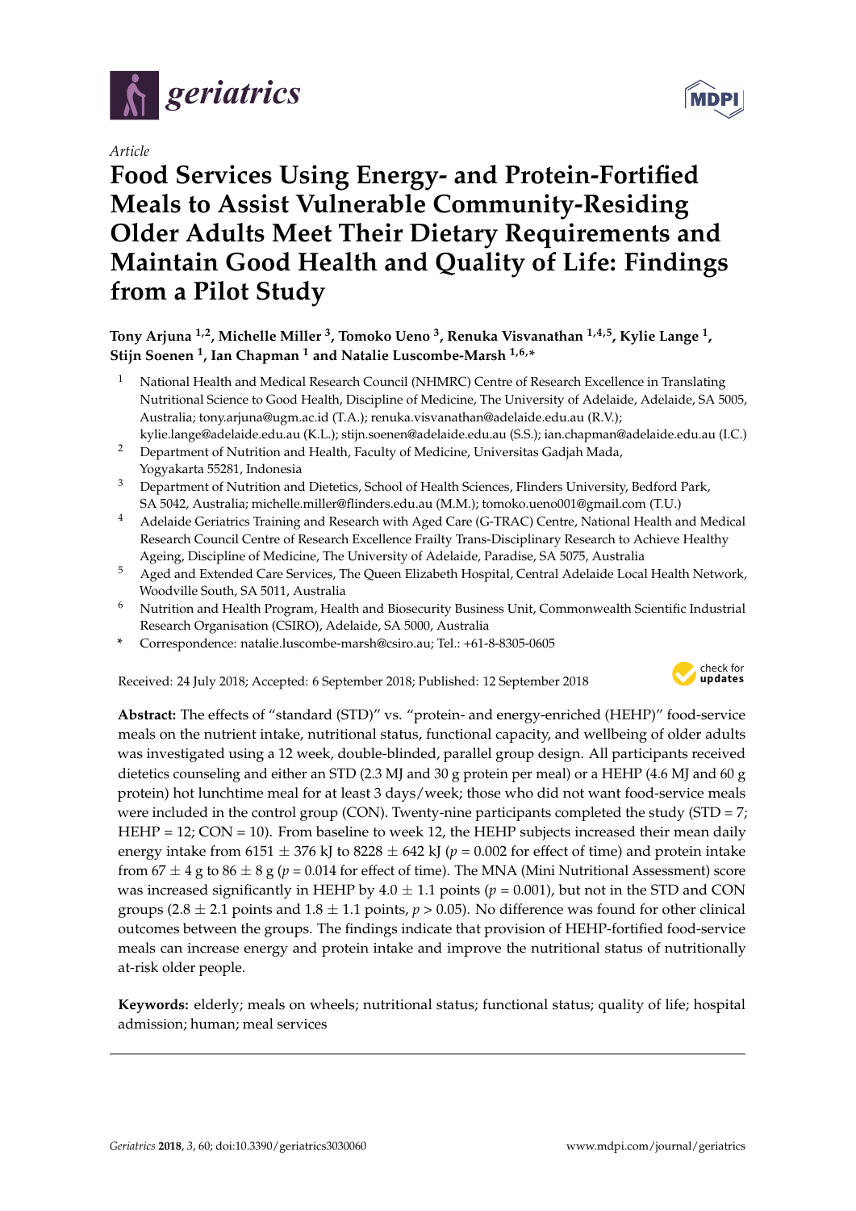*Article*

# Food Services Using Energy- and Protein-Fortified Meals to Assist Vulnerable Community-Residing Older Adults Meet Their Dietary Requirements and Maintain Good Health and Quality of Life: Findings from a Pilot Study

**Tony Arjuna [1,2], Michelle Miller [3], Tomoko Ueno [3], Renuka Visvanathan [1,4,5], Kylie Lange [1], Stijn Soenen [1], Ian Chapman [1] and Natalie Luscombe-Marsh [1,6,*]**

1. National Health and Medical Research Council (NHMRC) Centre of Research Excellence in Translating Nutritional Science to Good Health, Discipline of Medicine, The University of Adelaide, Adelaide, SA 5005, Australia; tony.arjuna@ugm.ac.id (T.A.); renuka.visvanathan@adelaide.edu.au (R.V.); kylie.lange@adelaide.edu.au (K.L.); stijn.soenen@adelaide.edu.au (S.S.); ian.chapman@adelaide.edu.au (I.C.)
2. Department of Nutrition and Health, Faculty of Medicine, Universitas Gadjah Mada, Yogyakarta 55281, Indonesia
3. Department of Nutrition and Dietetics, School of Health Sciences, Flinders University, Bedford Park, SA 5042, Australia; michelle.miller@flinders.edu.au (M.M.); tomoko.ueno001@gmail.com (T.U.)
4. Adelaide Geriatrics Training and Research with Aged Care (G-TRAC) Centre, National Health and Medical Research Council Centre of Research Excellence Frailty Trans-Disciplinary Research to Achieve Healthy Ageing, Discipline of Medicine, The University of Adelaide, Paradise, SA 5075, Australia
5. Aged and Extended Care Services, The Queen Elizabeth Hospital, Central Adelaide Local Health Network, Woodville South, SA 5011, Australia
6. Nutrition and Health Program, Health and Biosecurity Business Unit, Commonwealth Scientific Industrial Research Organisation (CSIRO), Adelaide, SA 5000, Australia

\* Correspondence: natalie.luscombe-marsh@csiro.au; Tel.: +61-8-8305-0605

Received: 24 July 2018; Accepted: 6 September 2018; Published: 12 September 2018

**Abstract:** The effects of "standard (STD)" vs. "protein- and energy-enriched (HEHP)" food-service meals on the nutrient intake, nutritional status, functional capacity, and wellbeing of older adults was investigated using a 12 week, double-blinded, parallel group design. All participants received dietetics counseling and either an STD (2.3 MJ and 30 g protein per meal) or a HEHP (4.6 MJ and 60 g protein) hot lunchtime meal for at least 3 days/week; those who did not want food-service meals were included in the control group (CON). Twenty-nine participants completed the study (STD = 7; HEHP = 12; CON = 10). From baseline to week 12, the HEHP subjects increased their mean daily energy intake from 6151 ± 376 kJ to 8228 ± 642 kJ ($p = 0.002$ for effect of time) and protein intake from 67 ± 4 g to 86 ± 8 g ($p = 0.014$ for effect of time). The MNA (Mini Nutritional Assessment) score was increased significantly in HEHP by 4.0 ± 1.1 points ($p = 0.001$), but not in the STD and CON groups (2.8 ± 2.1 points and 1.8 ± 1.1 points, $p > 0.05$). No difference was found for other clinical outcomes between the groups. The findings indicate that provision of HEHP-fortified food-service meals can increase energy and protein intake and improve the nutritional status of nutritionally at-risk older people.

**Keywords:** elderly; meals on wheels; nutritional status; functional status; quality of life; hospital admission; human; meal services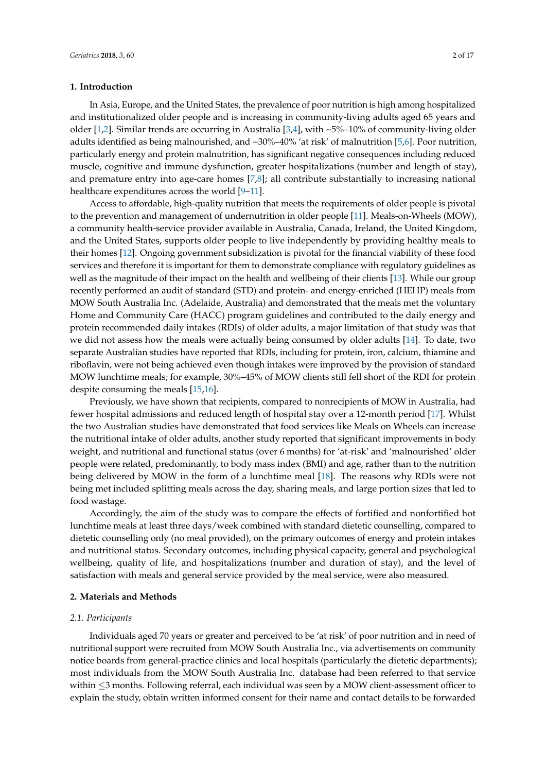## 1. Introduction

In Asia, Europe, and the United States, the prevalence of poor nutrition is high among hospitalized and institutionalized older people and is increasing in community-living adults aged 65 years and older [1,2]. Similar trends are occurring in Australia [3,4], with ~5%–10% of community-living older adults identified as being malnourished, and ~30%–40% 'at risk' of malnutrition [5,6]. Poor nutrition, particularly energy and protein malnutrition, has significant negative consequences including reduced muscle, cognitive and immune dysfunction, greater hospitalizations (number and length of stay), and premature entry into age-care homes [7,8]; all contribute substantially to increasing national healthcare expenditures across the world [9–11].

Access to affordable, high-quality nutrition that meets the requirements of older people is pivotal to the prevention and management of undernutrition in older people [11]. Meals-on-Wheels (MOW), a community health-service provider available in Australia, Canada, Ireland, the United Kingdom, and the United States, supports older people to live independently by providing healthy meals to their homes [12]. Ongoing government subsidization is pivotal for the financial viability of these food services and therefore it is important for them to demonstrate compliance with regulatory guidelines as well as the magnitude of their impact on the health and wellbeing of their clients [13]. While our group recently performed an audit of standard (STD) and protein- and energy-enriched (HEHP) meals from MOW South Australia Inc. (Adelaide, Australia) and demonstrated that the meals met the voluntary Home and Community Care (HACC) program guidelines and contributed to the daily energy and protein recommended daily intakes (RDIs) of older adults, a major limitation of that study was that we did not assess how the meals were actually being consumed by older adults [14]. To date, two separate Australian studies have reported that RDIs, including for protein, iron, calcium, thiamine and riboflavin, were not being achieved even though intakes were improved by the provision of standard MOW lunchtime meals; for example, 30%–45% of MOW clients still fell short of the RDI for protein despite consuming the meals [15,16].

Previously, we have shown that recipients, compared to nonrecipients of MOW in Australia, had fewer hospital admissions and reduced length of hospital stay over a 12-month period [17]. Whilst the two Australian studies have demonstrated that food services like Meals on Wheels can increase the nutritional intake of older adults, another study reported that significant improvements in body weight, and nutritional and functional status (over 6 months) for 'at-risk' and 'malnourished' older people were related, predominantly, to body mass index (BMI) and age, rather than to the nutrition being delivered by MOW in the form of a lunchtime meal [18]. The reasons why RDIs were not being met included splitting meals across the day, sharing meals, and large portion sizes that led to food wastage.

Accordingly, the aim of the study was to compare the effects of fortified and nonfortified hot lunchtime meals at least three days/week combined with standard dietetic counselling, compared to dietetic counselling only (no meal provided), on the primary outcomes of energy and protein intakes and nutritional status. Secondary outcomes, including physical capacity, general and psychological wellbeing, quality of life, and hospitalizations (number and duration of stay), and the level of satisfaction with meals and general service provided by the meal service, were also measured.

## 2. Materials and Methods

### *2.1. Participants*

Individuals aged 70 years or greater and perceived to be 'at risk' of poor nutrition and in need of nutritional support were recruited from MOW South Australia Inc., via advertisements on community notice boards from general-practice clinics and local hospitals (particularly the dietetic departments); most individuals from the MOW South Australia Inc. database had been referred to that service within $\leq$3 months. Following referral, each individual was seen by a MOW client-assessment officer to explain the study, obtain written informed consent for their name and contact details to be forwarded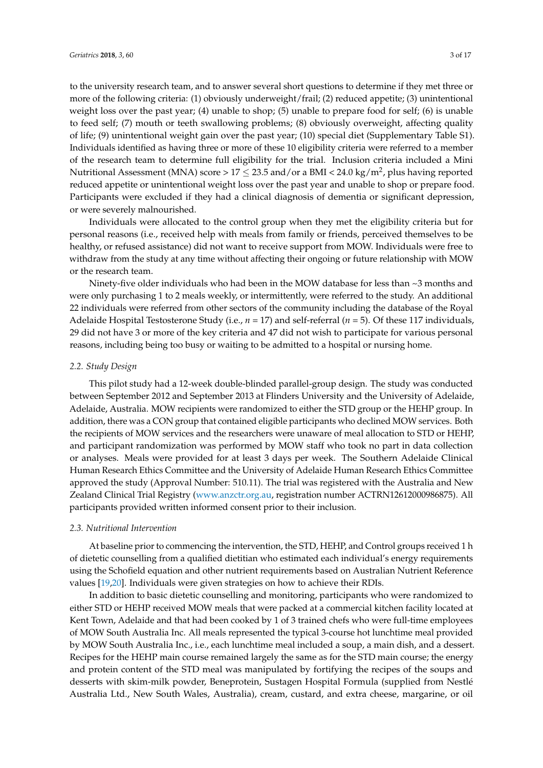to the university research team, and to answer several short questions to determine if they met three or more of the following criteria: (1) obviously underweight/frail; (2) reduced appetite; (3) unintentional weight loss over the past year; (4) unable to shop; (5) unable to prepare food for self; (6) is unable to feed self; (7) mouth or teeth swallowing problems; (8) obviously overweight, affecting quality of life; (9) unintentional weight gain over the past year; (10) special diet (Supplementary Table S1). Individuals identified as having three or more of these 10 eligibility criteria were referred to a member of the research team to determine full eligibility for the trial. Inclusion criteria included a Mini Nutritional Assessment (MNA) score $> 17 \leq 23.5$ and/or a BMI $< 24.0$ kg/m$^2$, plus having reported reduced appetite or unintentional weight loss over the past year and unable to shop or prepare food. Participants were excluded if they had a clinical diagnosis of dementia or significant depression, or were severely malnourished.

Individuals were allocated to the control group when they met the eligibility criteria but for personal reasons (i.e., received help with meals from family or friends, perceived themselves to be healthy, or refused assistance) did not want to receive support from MOW. Individuals were free to withdraw from the study at any time without affecting their ongoing or future relationship with MOW or the research team.

Ninety-five older individuals who had been in the MOW database for less than ~3 months and were only purchasing 1 to 2 meals weekly, or intermittently, were referred to the study. An additional 22 individuals were referred from other sectors of the community including the database of the Royal Adelaide Hospital Testosterone Study (i.e., $n = 17$) and self-referral ($n = 5$). Of these 117 individuals, 29 did not have 3 or more of the key criteria and 47 did not wish to participate for various personal reasons, including being too busy or waiting to be admitted to a hospital or nursing home.

### *2.2. Study Design*

This pilot study had a 12-week double-blinded parallel-group design. The study was conducted between September 2012 and September 2013 at Flinders University and the University of Adelaide, Adelaide, Australia. MOW recipients were randomized to either the STD group or the HEHP group. In addition, there was a CON group that contained eligible participants who declined MOW services. Both the recipients of MOW services and the researchers were unaware of meal allocation to STD or HEHP, and participant randomization was performed by MOW staff who took no part in data collection or analyses. Meals were provided for at least 3 days per week. The Southern Adelaide Clinical Human Research Ethics Committee and the University of Adelaide Human Research Ethics Committee approved the study (Approval Number: 510.11). The trial was registered with the Australia and New Zealand Clinical Trial Registry (www.anzctr.org.au, registration number ACTRN12612000986875). All participants provided written informed consent prior to their inclusion.

### *2.3. Nutritional Intervention*

At baseline prior to commencing the intervention, the STD, HEHP, and Control groups received 1 h of dietetic counselling from a qualified dietitian who estimated each individual's energy requirements using the Schofield equation and other nutrient requirements based on Australian Nutrient Reference values [19,20]. Individuals were given strategies on how to achieve their RDIs.

In addition to basic dietetic counselling and monitoring, participants who were randomized to either STD or HEHP received MOW meals that were packed at a commercial kitchen facility located at Kent Town, Adelaide and that had been cooked by 1 of 3 trained chefs who were full-time employees of MOW South Australia Inc. All meals represented the typical 3-course hot lunchtime meal provided by MOW South Australia Inc., i.e., each lunchtime meal included a soup, a main dish, and a dessert. Recipes for the HEHP main course remained largely the same as for the STD main course; the energy and protein content of the STD meal was manipulated by fortifying the recipes of the soups and desserts with skim-milk powder, Beneprotein, Sustagen Hospital Formula (supplied from Nestlé Australia Ltd., New South Wales, Australia), cream, custard, and extra cheese, margarine, or oil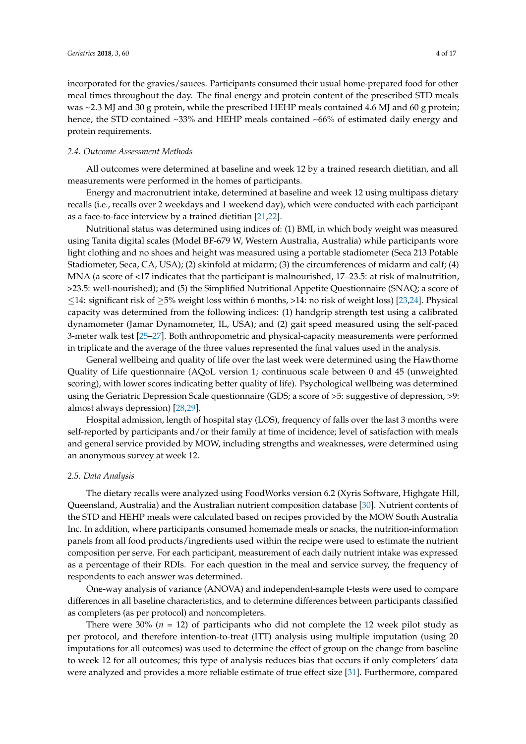incorporated for the gravies/sauces. Participants consumed their usual home-prepared food for other meal times throughout the day. The final energy and protein content of the prescribed STD meals was ~2.3 MJ and 30 g protein, while the prescribed HEHP meals contained 4.6 MJ and 60 g protein; hence, the STD contained ~33% and HEHP meals contained ~66% of estimated daily energy and protein requirements.

### *2.4. Outcome Assessment Methods*

All outcomes were determined at baseline and week 12 by a trained research dietitian, and all measurements were performed in the homes of participants.

Energy and macronutrient intake, determined at baseline and week 12 using multipass dietary recalls (i.e., recalls over 2 weekdays and 1 weekend day), which were conducted with each participant as a face-to-face interview by a trained dietitian [21,22].

Nutritional status was determined using indices of: (1) BMI, in which body weight was measured using Tanita digital scales (Model BF-679 W, Western Australia, Australia) while participants wore light clothing and no shoes and height was measured using a portable stadiometer (Seca 213 Potable Stadiometer, Seca, CA, USA); (2) skinfold at midarm; (3) the circumferences of midarm and calf; (4) MNA (a score of <17 indicates that the participant is malnourished, 17–23.5: at risk of malnutrition, >23.5: well-nourished); and (5) the Simplified Nutritional Appetite Questionnaire (SNAQ; a score of ≤14: significant risk of ≥5% weight loss within 6 months, >14: no risk of weight loss) [23,24]. Physical capacity was determined from the following indices: (1) handgrip strength test using a calibrated dynamometer (Jamar Dynamometer, IL, USA); and (2) gait speed measured using the self-paced 3-meter walk test [25–27]. Both anthropometric and physical-capacity measurements were performed in triplicate and the average of the three values represented the final values used in the analysis.

General wellbeing and quality of life over the last week were determined using the Hawthorne Quality of Life questionnaire (AQoL version 1; continuous scale between 0 and 45 (unweighted scoring), with lower scores indicating better quality of life). Psychological wellbeing was determined using the Geriatric Depression Scale questionnaire (GDS; a score of >5: suggestive of depression, >9: almost always depression) [28,29].

Hospital admission, length of hospital stay (LOS), frequency of falls over the last 3 months were self-reported by participants and/or their family at time of incidence; level of satisfaction with meals and general service provided by MOW, including strengths and weaknesses, were determined using an anonymous survey at week 12.

### *2.5. Data Analysis*

The dietary recalls were analyzed using FoodWorks version 6.2 (Xyris Software, Highgate Hill, Queensland, Australia) and the Australian nutrient composition database [30]. Nutrient contents of the STD and HEHP meals were calculated based on recipes provided by the MOW South Australia Inc. In addition, where participants consumed homemade meals or snacks, the nutrition-information panels from all food products/ingredients used within the recipe were used to estimate the nutrient composition per serve. For each participant, measurement of each daily nutrient intake was expressed as a percentage of their RDIs. For each question in the meal and service survey, the frequency of respondents to each answer was determined.

One-way analysis of variance (ANOVA) and independent-sample t-tests were used to compare differences in all baseline characteristics, and to determine differences between participants classified as completers (as per protocol) and noncompleters.

There were 30% ($n$ = 12) of participants who did not complete the 12 week pilot study as per protocol, and therefore intention-to-treat (ITT) analysis using multiple imputation (using 20 imputations for all outcomes) was used to determine the effect of group on the change from baseline to week 12 for all outcomes; this type of analysis reduces bias that occurs if only completers' data were analyzed and provides a more reliable estimate of true effect size [31]. Furthermore, compared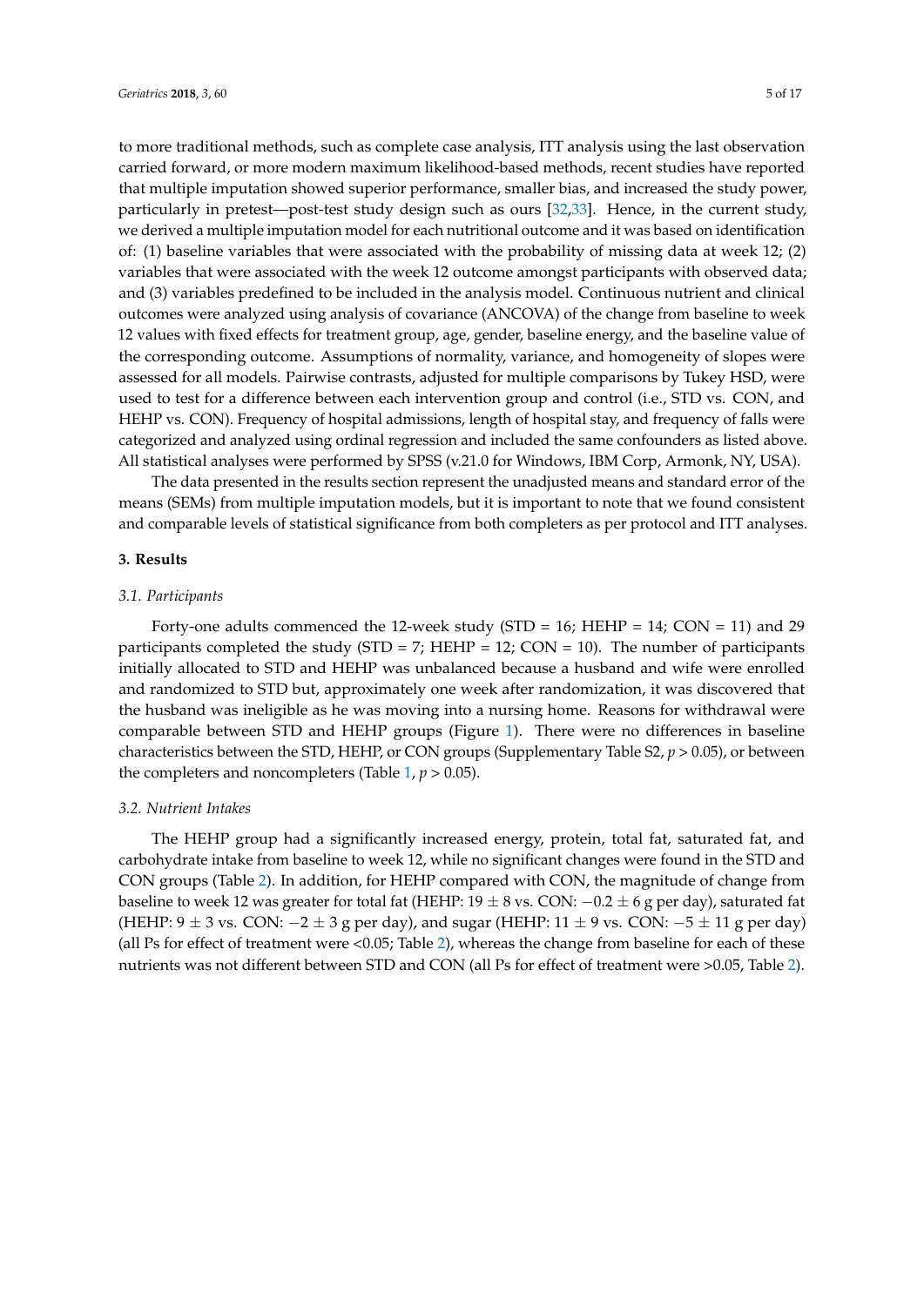to more traditional methods, such as complete case analysis, ITT analysis using the last observation carried forward, or more modern maximum likelihood-based methods, recent studies have reported that multiple imputation showed superior performance, smaller bias, and increased the study power, particularly in pretest—post-test study design such as ours [32,33]. Hence, in the current study, we derived a multiple imputation model for each nutritional outcome and it was based on identification of: (1) baseline variables that were associated with the probability of missing data at week 12; (2) variables that were associated with the week 12 outcome amongst participants with observed data; and (3) variables predefined to be included in the analysis model. Continuous nutrient and clinical outcomes were analyzed using analysis of covariance (ANCOVA) of the change from baseline to week 12 values with fixed effects for treatment group, age, gender, baseline energy, and the baseline value of the corresponding outcome. Assumptions of normality, variance, and homogeneity of slopes were assessed for all models. Pairwise contrasts, adjusted for multiple comparisons by Tukey HSD, were used to test for a difference between each intervention group and control (i.e., STD vs. CON, and HEHP vs. CON). Frequency of hospital admissions, length of hospital stay, and frequency of falls were categorized and analyzed using ordinal regression and included the same confounders as listed above. All statistical analyses were performed by SPSS (v.21.0 for Windows, IBM Corp, Armonk, NY, USA).

The data presented in the results section represent the unadjusted means and standard error of the means (SEMs) from multiple imputation models, but it is important to note that we found consistent and comparable levels of statistical significance from both completers as per protocol and ITT analyses.

## 3. Results

### 3.1. Participants

Forty-one adults commenced the 12-week study (STD = 16; HEHP = 14; CON = 11) and 29 participants completed the study (STD = 7; HEHP = 12; CON = 10). The number of participants initially allocated to STD and HEHP was unbalanced because a husband and wife were enrolled and randomized to STD but, approximately one week after randomization, it was discovered that the husband was ineligible as he was moving into a nursing home. Reasons for withdrawal were comparable between STD and HEHP groups (Figure 1). There were no differences in baseline characteristics between the STD, HEHP, or CON groups (Supplementary Table S2, $p > 0.05$), or between the completers and noncompleters (Table 1, $p > 0.05$).

### 3.2. Nutrient Intakes

The HEHP group had a significantly increased energy, protein, total fat, saturated fat, and carbohydrate intake from baseline to week 12, while no significant changes were found in the STD and CON groups (Table 2). In addition, for HEHP compared with CON, the magnitude of change from baseline to week 12 was greater for total fat (HEHP: $19 \pm 8$ vs. CON: $-0.2 \pm 6$ g per day), saturated fat (HEHP: $9 \pm 3$ vs. CON: $-2 \pm 3$ g per day), and sugar (HEHP: $11 \pm 9$ vs. CON: $-5 \pm 11$ g per day) (all Ps for effect of treatment were <0.05; Table 2), whereas the change from baseline for each of these nutrients was not different between STD and CON (all Ps for effect of treatment were >0.05, Table 2).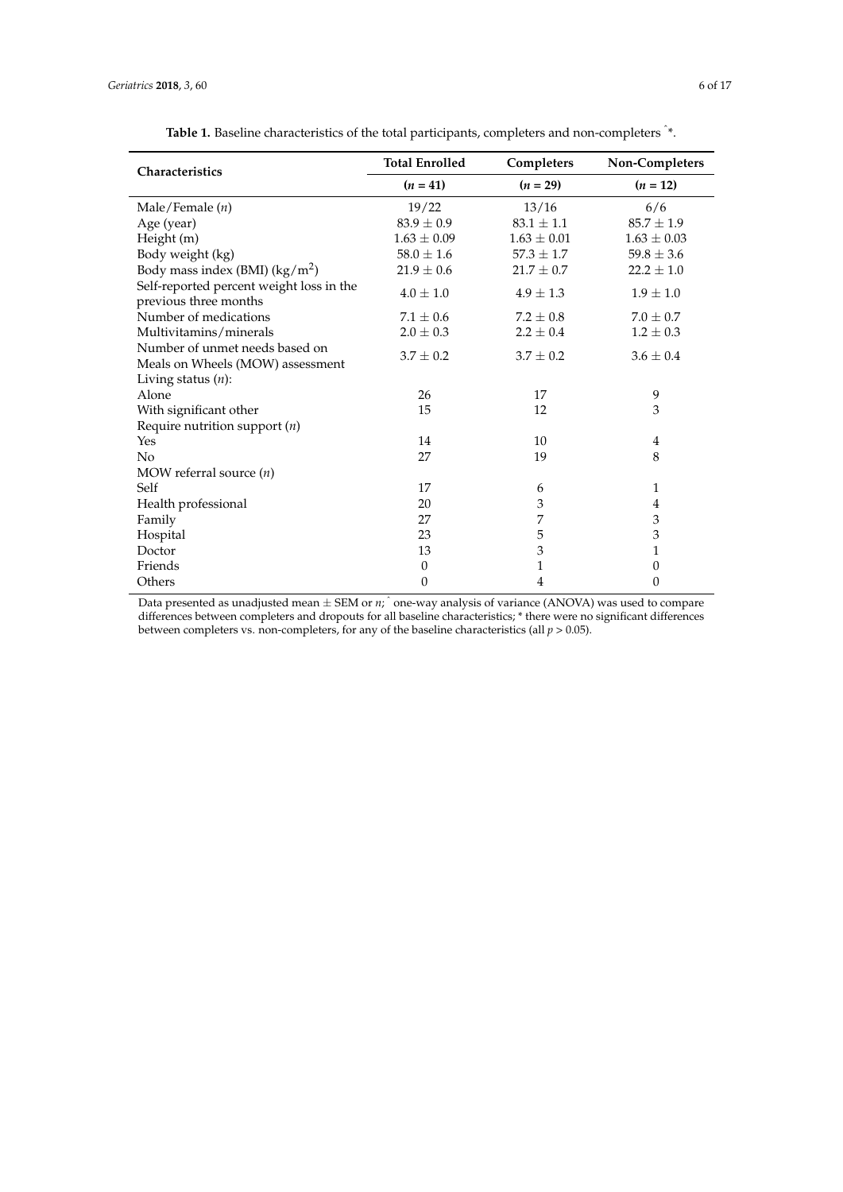**Table 1.** Baseline characteristics of the total participants, completers and non-completers ^*.

| Characteristics | Total Enrolled ($n$ = 41) | Completers ($n$ = 29) | Non-Completers ($n$ = 12) |
|---|---|---|---|
| Male/Female ($n$) | 19/22 | 13/16 | 6/6 |
| Age (year) | 83.9 ± 0.9 | 83.1 ± 1.1 | 85.7 ± 1.9 |
| Height (m) | 1.63 ± 0.09 | 1.63 ± 0.01 | 1.63 ± 0.03 |
| Body weight (kg) | 58.0 ± 1.6 | 57.3 ± 1.7 | 59.8 ± 3.6 |
| Body mass index (BMI) ($kg/m^2$) | 21.9 ± 0.6 | 21.7 ± 0.7 | 22.2 ± 1.0 |
| Self-reported percent weight loss in the previous three months | 4.0 ± 1.0 | 4.9 ± 1.3 | 1.9 ± 1.0 |
| Number of medications | 7.1 ± 0.6 | 7.2 ± 0.8 | 7.0 ± 0.7 |
| Multivitamins/minerals | 2.0 ± 0.3 | 2.2 ± 0.4 | 1.2 ± 0.3 |
| Number of unmet needs based on Meals on Wheels (MOW) assessment | 3.7 ± 0.2 | 3.7 ± 0.2 | 3.6 ± 0.4 |
| Living status ($n$): | | | |
| Alone | 26 | 17 | 9 |
| With significant other | 15 | 12 | 3 |
| Require nutrition support ($n$) | | | |
| Yes | 14 | 10 | 4 |
| No | 27 | 19 | 8 |
| MOW referral source ($n$) | | | |
| Self | 17 | 6 | 1 |
| Health professional | 20 | 3 | 4 |
| Family | 27 | 7 | 3 |
| Hospital | 23 | 5 | 3 |
| Doctor | 13 | 3 | 1 |
| Friends | 0 | 1 | 0 |
| Others | 0 | 4 | 0 |

Data presented as unadjusted mean ± SEM or $n$; ^ one-way analysis of variance (ANOVA) was used to compare differences between completers and dropouts for all baseline characteristics; * there were no significant differences between completers vs. non-completers, for any of the baseline characteristics (all $p > 0.05$).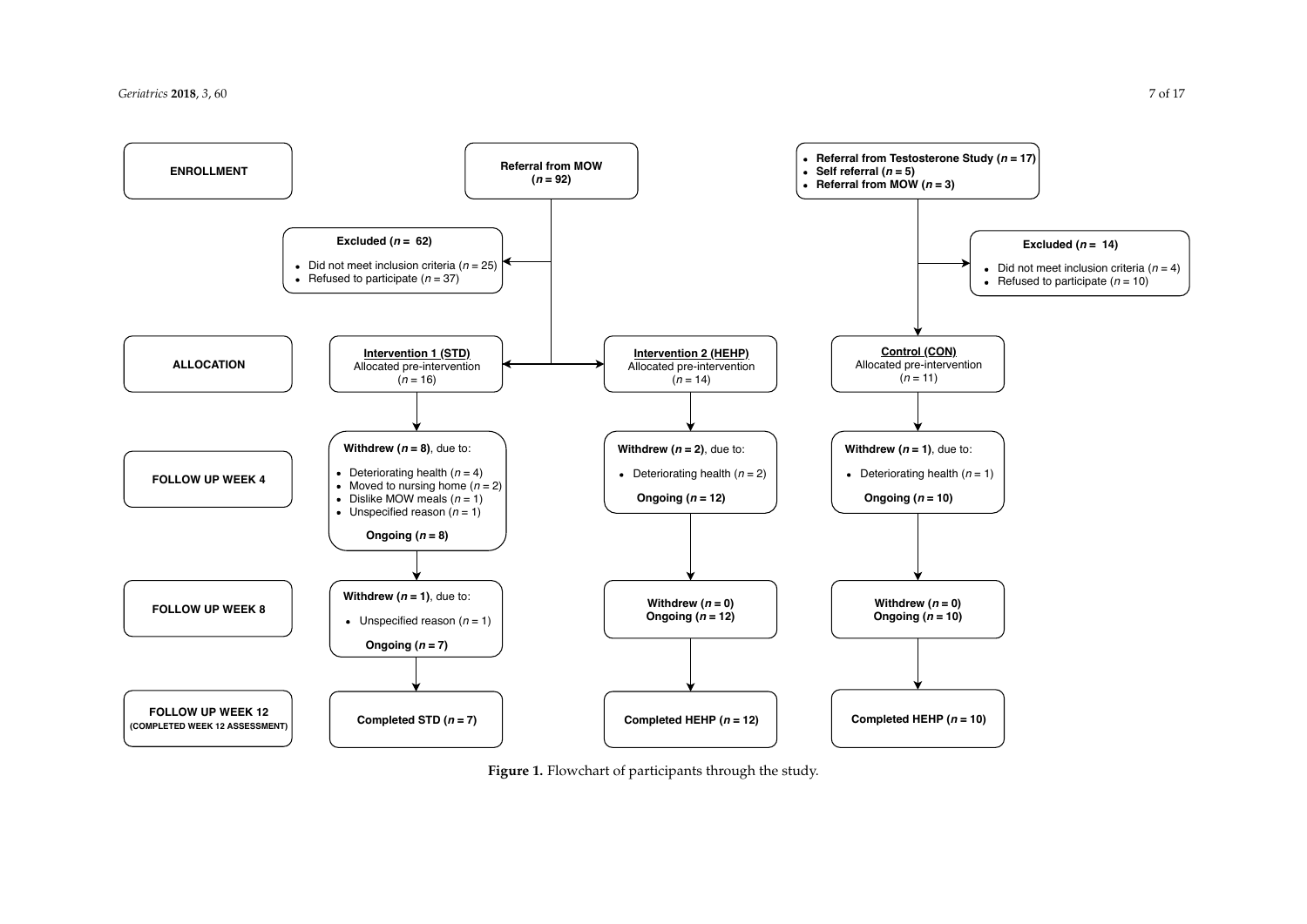**ENROLLMENT**

**Referral from MOW**
**(*n* = 92)**

- **Referral from Testosterone Study (*n* = 17)**
- **Self referral (*n* = 5)**
- **Referral from MOW (*n* = 3)**

**Excluded (*n* = 62)**

- Did not meet inclusion criteria (*n* = 25)
- Refused to participate (*n* = 37)

**Excluded (*n* = 14)**

- Did not meet inclusion criteria (*n* = 4)
- Refused to participate (*n* = 10)

**ALLOCATION**

**Intervention 1 (STD)**
Allocated pre-intervention
(*n* = 16)

**Intervention 2 (HEHP)**
Allocated pre-intervention
(*n* = 14)

**Control (CON)**
Allocated pre-intervention
(*n* = 11)

**FOLLOW UP WEEK 4**

**Withdrew (*n* = 8)**, due to:

- Deteriorating health (*n* = 4)
- Moved to nursing home (*n* = 2)
- Dislike MOW meals (*n* = 1)
- Unspecified reason (*n* = 1)

**Ongoing (*n* = 8)**

**Withdrew (*n* = 2)**, due to:

- Deteriorating health (*n* = 2)

**Ongoing (*n* = 12)**

**Withdrew (*n* = 1)**, due to:

- Deteriorating health (*n* = 1)

**Ongoing (*n* = 10)**

**FOLLOW UP WEEK 8**

**Withdrew (*n* = 1)**, due to:

- Unspecified reason (*n* = 1)

**Ongoing (*n* = 7)**

**Withdrew (*n* = 0)**
**Ongoing (*n* = 12)**

**Withdrew (*n* = 0)**
**Ongoing (*n* = 10)**

**FOLLOW UP WEEK 12**
**(COMPLETED WEEK 12 ASSESSMENT)**

**Completed STD (*n* = 7)**

**Completed HEHP (*n* = 12)**

**Completed HEHP (*n* = 10)**

**Figure 1.** Flowchart of participants through the study.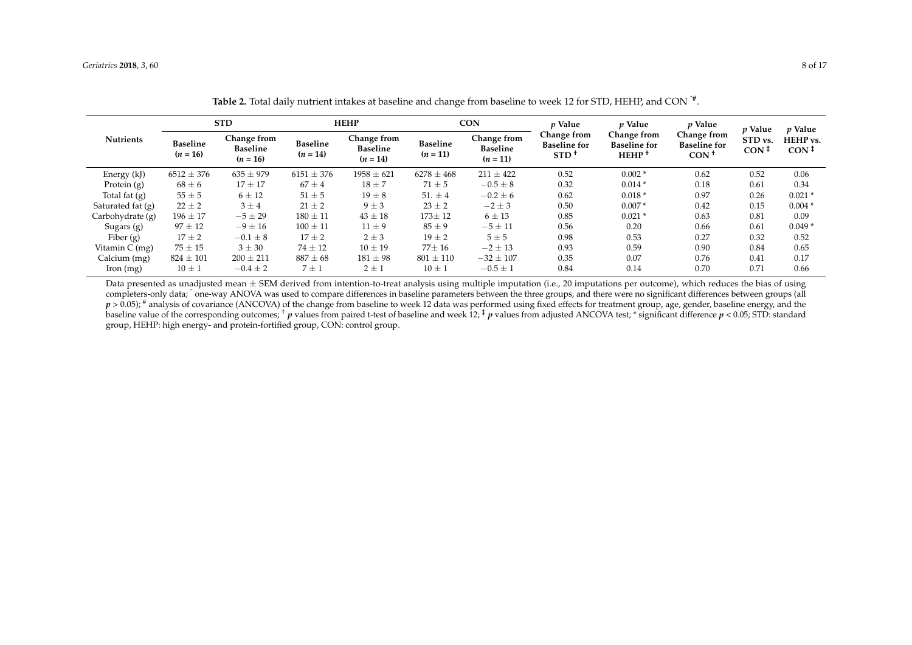**Table 2.** Total daily nutrient intakes at baseline and change from baseline to week 12 for STD, HEHP, and CON [^#].

| Nutrients | STD | | HEHP | | CON | | $p$ Value Change from Baseline for STD [†] | $p$ Value Change from Baseline for HEHP [†] | $p$ Value Change from Baseline for CON [†] | $p$ Value STD vs. CON [‡] | $p$ Value HEHP vs. CON [‡] |
|---|---|---|---|---|---|---|---|---|---|---|---|
| | Baseline ($n$ = 16) | Change from Baseline ($n$ = 16) | Baseline ($n$ = 14) | Change from Baseline ($n$ = 14) | Baseline ($n$ = 11) | Change from Baseline ($n$ = 11) | | | | | |
| Energy (kJ) | 6512 ± 376 | 635 ± 979 | 6151 ± 376 | 1958 ± 621 | 6278 ± 468 | 211 ± 422 | 0.52 | 0.002 * | 0.62 | 0.52 | 0.06 |
| Protein (g) | 68 ± 6 | 17 ± 17 | 67 ± 4 | 18 ± 7 | 71 ± 5 | −0.5 ± 8 | 0.32 | 0.014 * | 0.18 | 0.61 | 0.34 |
| Total fat (g) | 55 ± 5 | 6 ± 12 | 51 ± 5 | 19 ± 8 | 51. ± 4 | −0.2 ± 6 | 0.62 | 0.018 * | 0.97 | 0.26 | 0.021 * |
| Saturated fat (g) | 22 ± 2 | 3 ± 4 | 21 ± 2 | 9 ± 3 | 23 ± 2 | −2 ± 3 | 0.50 | 0.007 * | 0.42 | 0.15 | 0.004 * |
| Carbohydrate (g) | 196 ± 17 | −5 ± 29 | 180 ± 11 | 43 ± 18 | 173± 12 | 6 ± 13 | 0.85 | 0.021 * | 0.63 | 0.81 | 0.09 |
| Sugars (g) | 97 ± 12 | −9 ± 16 | 100 ± 11 | 11 ± 9 | 85 ± 9 | −5 ± 11 | 0.56 | 0.20 | 0.66 | 0.61 | 0.049 * |
| Fiber (g) | 17 ± 2 | −0.1 ± 8 | 17 ± 2 | 2 ± 3 | 19 ± 2 | 5 ± 5 | 0.98 | 0.53 | 0.27 | 0.32 | 0.52 |
| Vitamin C (mg) | 75 ± 15 | 3 ± 30 | 74 ± 12 | 10 ± 19 | 77± 16 | −2 ± 13 | 0.93 | 0.59 | 0.90 | 0.84 | 0.65 |
| Calcium (mg) | 824 ± 101 | 200 ± 211 | 887 ± 68 | 181 ± 98 | 801 ± 110 | −32 ± 107 | 0.35 | 0.07 | 0.76 | 0.41 | 0.17 |
| Iron (mg) | 10 ± 1 | −0.4 ± 2 | 7 ± 1 | 2 ± 1 | 10 ± 1 | −0.5 ± 1 | 0.84 | 0.14 | 0.70 | 0.71 | 0.66 |

Data presented as unadjusted mean ± SEM derived from intention-to-treat analysis using multiple imputation (i.e., 20 imputations per outcome), which reduces the bias of using completers-only data; [^] one-way ANOVA was used to compare differences in baseline parameters between the three groups, and there were no significant differences between groups (all $p > 0.05$); [#] analysis of covariance (ANCOVA) of the change from baseline to week 12 data was performed using fixed effects for treatment group, age, gender, baseline energy, and the baseline value of the corresponding outcomes; [†] $p$ values from paired t-test of baseline and week 12; [‡] $p$ values from adjusted ANCOVA test; * significant difference $p < 0.05$; STD: standard group, HEHP: high energy- and protein-fortified group, CON: control group.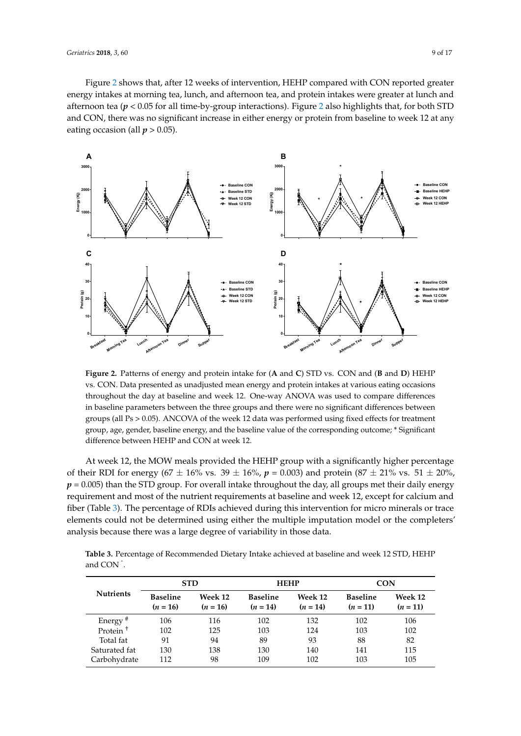Figure 2 shows that, after 12 weeks of intervention, HEHP compared with CON reported greater energy intakes at morning tea, lunch, and afternoon tea, and protein intakes were greater at lunch and afternoon tea ($p < 0.05$ for all time-by-group interactions). Figure 2 also highlights that, for both STD and CON, there was no significant increase in either energy or protein from baseline to week 12 at any eating occasion (all $p > 0.05$).

**Figure 2.** Patterns of energy and protein intake for (**A** and **C**) STD vs. CON and (**B** and **D**) HEHP vs. CON. Data presented as unadjusted mean energy and protein intakes at various eating occasions throughout the day at baseline and week 12. One-way ANOVA was used to compare differences in baseline parameters between the three groups and there were no significant differences between groups (all Ps > 0.05). ANCOVA of the week 12 data was performed using fixed effects for treatment group, age, gender, baseline energy, and the baseline value of the corresponding outcome; * Significant difference between HEHP and CON at week 12.

At week 12, the MOW meals provided the HEHP group with a significantly higher percentage of their RDI for energy (67 ± 16% vs. 39 ± 16%, $p = 0.003$) and protein (87 ± 21% vs. 51 ± 20%, $p = 0.005$) than the STD group. For overall intake throughout the day, all groups met their daily energy requirement and most of the nutrient requirements at baseline and week 12, except for calcium and fiber (Table 3). The percentage of RDIs achieved during this intervention for micro minerals or trace elements could not be determined using either the multiple imputation model or the completers' analysis because there was a large degree of variability in those data.

**Table 3.** Percentage of Recommended Dietary Intake achieved at baseline and week 12 STD, HEHP and CON ^.

| Nutrients | STD | | HEHP | | CON | |
|---|---|---|---|---|---|---|
| | Baseline ($n = 16$) | Week 12 ($n = 16$) | Baseline ($n = 14$) | Week 12 ($n = 14$) | Baseline ($n = 11$) | Week 12 ($n = 11$) |
| Energy # | 106 | 116 | 102 | 132 | 102 | 106 |
| Protein † | 102 | 125 | 103 | 124 | 103 | 102 |
| Total fat | 91 | 94 | 89 | 93 | 88 | 82 |
| Saturated fat | 130 | 138 | 130 | 140 | 141 | 115 |
| Carbohydrate | 112 | 98 | 109 | 102 | 103 | 105 |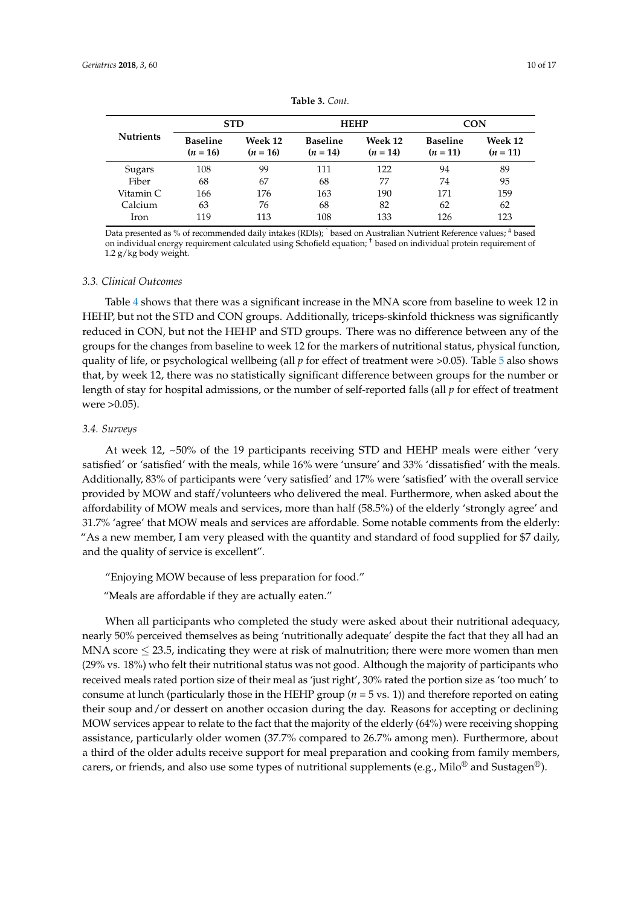**Table 3.** *Cont.*

| Nutrients | STD | | HEHP | | CON | |
|---|---|---|---|---|---|---|
| | Baseline ($n = 16$) | Week 12 ($n = 16$) | Baseline ($n = 14$) | Week 12 ($n = 14$) | Baseline ($n = 11$) | Week 12 ($n = 11$) |
| Sugars | 108 | 99 | 111 | 122 | 94 | 89 |
| Fiber | 68 | 67 | 68 | 77 | 74 | 95 |
| Vitamin C | 166 | 176 | 163 | 190 | 171 | 159 |
| Calcium | 63 | 76 | 68 | 82 | 62 | 62 |
| Iron | 119 | 113 | 108 | 133 | 126 | 123 |

Data presented as % of recommended daily intakes (RDIs); ^ based on Australian Nutrient Reference values; # based on individual energy requirement calculated using Schofield equation; † based on individual protein requirement of 1.2 g/kg body weight.

### 3.3. Clinical Outcomes

Table 4 shows that there was a significant increase in the MNA score from baseline to week 12 in HEHP, but not the STD and CON groups. Additionally, triceps-skinfold thickness was significantly reduced in CON, but not the HEHP and STD groups. There was no difference between any of the groups for the changes from baseline to week 12 for the markers of nutritional status, physical function, quality of life, or psychological wellbeing (all $p$ for effect of treatment were >0.05). Table 5 also shows that, by week 12, there was no statistically significant difference between groups for the number or length of stay for hospital admissions, or the number of self-reported falls (all $p$ for effect of treatment were >0.05).

### 3.4. Surveys

At week 12, ~50% of the 19 participants receiving STD and HEHP meals were either 'very satisfied' or 'satisfied' with the meals, while 16% were 'unsure' and 33% 'dissatisfied' with the meals. Additionally, 83% of participants were 'very satisfied' and 17% were 'satisfied' with the overall service provided by MOW and staff/volunteers who delivered the meal. Furthermore, when asked about the affordability of MOW meals and services, more than half (58.5%) of the elderly 'strongly agree' and 31.7% 'agree' that MOW meals and services are affordable. Some notable comments from the elderly: "As a new member, I am very pleased with the quantity and standard of food supplied for $7 daily, and the quality of service is excellent".

"Enjoying MOW because of less preparation for food."

"Meals are affordable if they are actually eaten."

When all participants who completed the study were asked about their nutritional adequacy, nearly 50% perceived themselves as being 'nutritionally adequate' despite the fact that they all had an MNA score $\leq$ 23.5, indicating they were at risk of malnutrition; there were more women than men (29% vs. 18%) who felt their nutritional status was not good. Although the majority of participants who received meals rated portion size of their meal as 'just right', 30% rated the portion size as 'too much' to consume at lunch (particularly those in the HEHP group ($n = 5$ vs. 1)) and therefore reported on eating their soup and/or dessert on another occasion during the day. Reasons for accepting or declining MOW services appear to relate to the fact that the majority of the elderly (64%) were receiving shopping assistance, particularly older women (37.7% compared to 26.7% among men). Furthermore, about a third of the older adults receive support for meal preparation and cooking from family members, carers, or friends, and also use some types of nutritional supplements (e.g., Milo® and Sustagen®).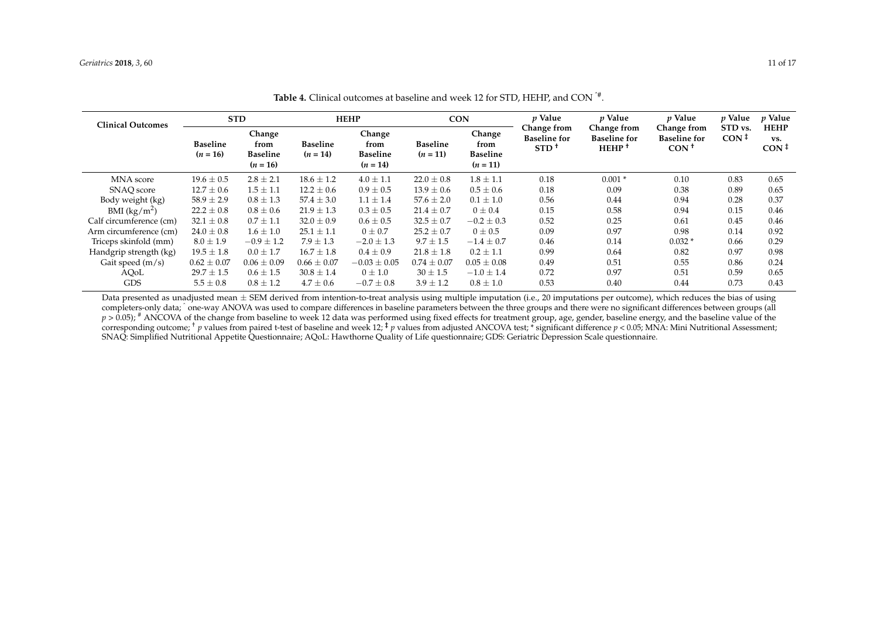**Table 4.** Clinical outcomes at baseline and week 12 for STD, HEHP, and CON ^#.

| Clinical Outcomes | STD | | HEHP | | CON | | $p$ Value Change from Baseline for STD † | $p$ Value Change from Baseline for HEHP † | $p$ Value Change from Baseline for CON † | $p$ Value STD vs. CON ‡ | $p$ Value HEHP vs. CON ‡ |
|---|---|---|---|---|---|---|---|---|---|---|---|
| | Baseline ($n$ = 16) | Change from Baseline ($n$ = 16) | Baseline ($n$ = 14) | Change from Baseline ($n$ = 14) | Baseline ($n$ = 11) | Change from Baseline ($n$ = 11) | | | | | |
| MNA score | $19.6 \pm 0.5$ | $2.8 \pm 2.1$ | $18.6 \pm 1.2$ | $4.0 \pm 1.1$ | $22.0 \pm 0.8$ | $1.8 \pm 1.1$ | 0.18 | 0.001 * | 0.10 | 0.83 | 0.65 |
| SNAQ score | $12.7 \pm 0.6$ | $1.5 \pm 1.1$ | $12.2 \pm 0.6$ | $0.9 \pm 0.5$ | $13.9 \pm 0.6$ | $0.5 \pm 0.6$ | 0.18 | 0.09 | 0.38 | 0.89 | 0.65 |
| Body weight (kg) | $58.9 \pm 2.9$ | $0.8 \pm 1.3$ | $57.4 \pm 3.0$ | $1.1 \pm 1.4$ | $57.6 \pm 2.0$ | $0.1 \pm 1.0$ | 0.56 | 0.44 | 0.94 | 0.28 | 0.37 |
| BMI (kg/m$^2$) | $22.2 \pm 0.8$ | $0.8 \pm 0.6$ | $21.9 \pm 1.3$ | $0.3 \pm 0.5$ | $21.4 \pm 0.7$ | $0 \pm 0.4$ | 0.15 | 0.58 | 0.94 | 0.15 | 0.46 |
| Calf circumference (cm) | $32.1 \pm 0.8$ | $0.7 \pm 1.1$ | $32.0 \pm 0.9$ | $0.6 \pm 0.5$ | $32.5 \pm 0.7$ | $-0.2 \pm 0.3$ | 0.52 | 0.25 | 0.61 | 0.45 | 0.46 |
| Arm circumference (cm) | $24.0 \pm 0.8$ | $1.6 \pm 1.0$ | $25.1 \pm 1.1$ | $0 \pm 0.7$ | $25.2 \pm 0.7$ | $0 \pm 0.5$ | 0.09 | 0.97 | 0.98 | 0.14 | 0.92 |
| Triceps skinfold (mm) | $8.0 \pm 1.9$ | $-0.9 \pm 1.2$ | $7.9 \pm 1.3$ | $-2.0 \pm 1.3$ | $9.7 \pm 1.5$ | $-1.4 \pm 0.7$ | 0.46 | 0.14 | 0.032 * | 0.66 | 0.29 |
| Handgrip strength (kg) | $19.5 \pm 1.8$ | $0.0 \pm 1.7$ | $16.7 \pm 1.8$ | $0.4 \pm 0.9$ | $21.8 \pm 1.8$ | $0.2 \pm 1.1$ | 0.99 | 0.64 | 0.82 | 0.97 | 0.98 |
| Gait speed (m/s) | $0.62 \pm 0.07$ | $0.06 \pm 0.09$ | $0.66 \pm 0.07$ | $-0.03 \pm 0.05$ | $0.74 \pm 0.07$ | $0.05 \pm 0.08$ | 0.49 | 0.51 | 0.55 | 0.86 | 0.24 |
| AQoL | $29.7 \pm 1.5$ | $0.6 \pm 1.5$ | $30.8 \pm 1.4$ | $0 \pm 1.0$ | $30 \pm 1.5$ | $-1.0 \pm 1.4$ | 0.72 | 0.97 | 0.51 | 0.59 | 0.65 |
| GDS | $5.5 \pm 0.8$ | $0.8 \pm 1.2$ | $4.7 \pm 0.6$ | $-0.7 \pm 0.8$ | $3.9 \pm 1.2$ | $0.8 \pm 1.0$ | 0.53 | 0.40 | 0.44 | 0.73 | 0.43 |

Data presented as unadjusted mean ± SEM derived from intention-to-treat analysis using multiple imputation (i.e., 20 imputations per outcome), which reduces the bias of using completers-only data; ^ one-way ANOVA was used to compare differences in baseline parameters between the three groups and there were no significant differences between groups (all $p > 0.05$); # ANCOVA of the change from baseline to week 12 data was performed using fixed effects for treatment group, age, gender, baseline energy, and the baseline value of the corresponding outcome; † $p$ values from paired t-test of baseline and week 12; ‡ $p$ values from adjusted ANCOVA test; * significant difference $p < 0.05$; MNA: Mini Nutritional Assessment; SNAQ: Simplified Nutritional Appetite Questionnaire; AQoL: Hawthorne Quality of Life questionnaire; GDS: Geriatric Depression Scale questionnaire.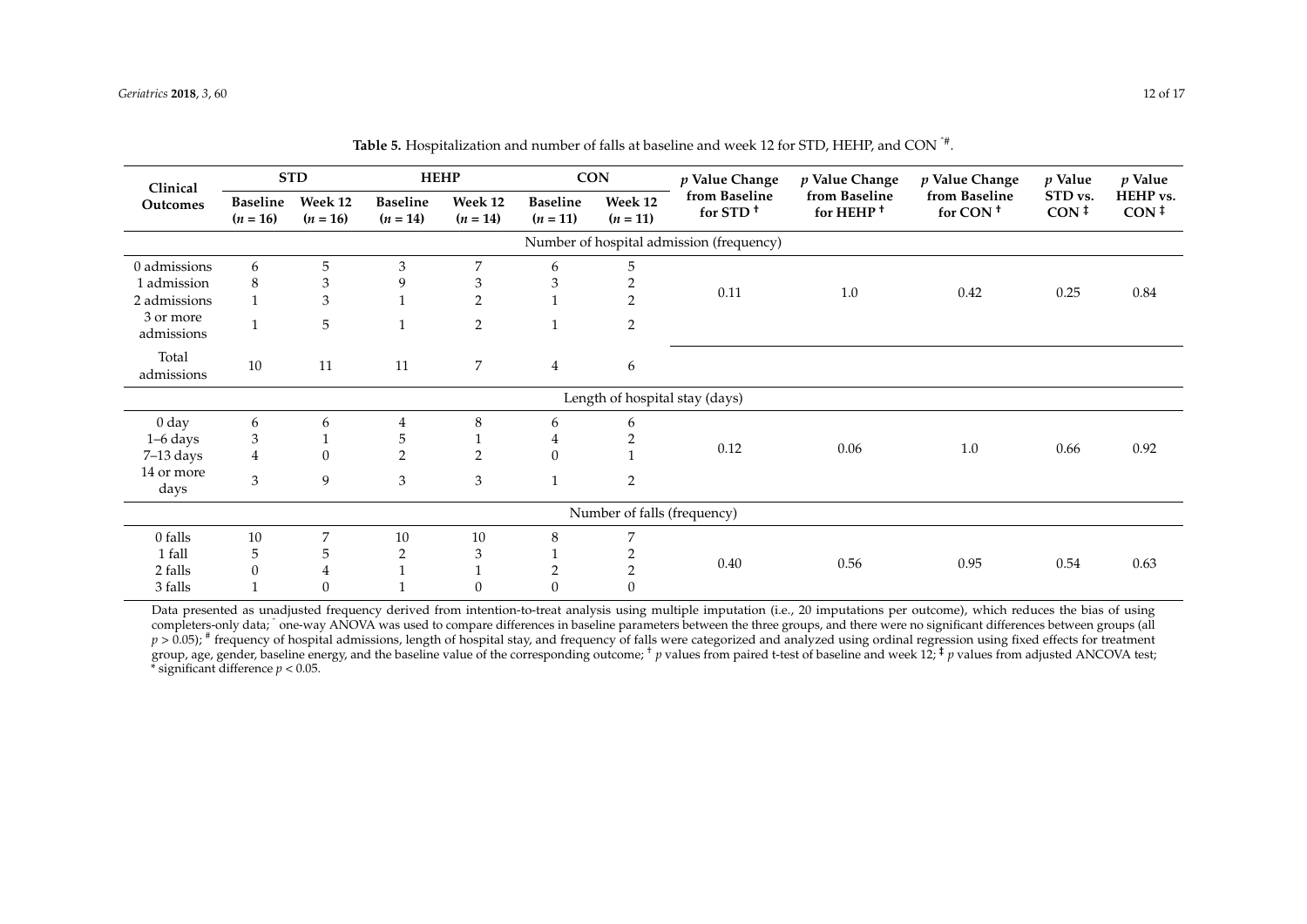**Table 5.** Hospitalization and number of falls at baseline and week 12 for STD, HEHP, and CON ^#.

| Clinical Outcomes | STD | | HEHP | | CON | | $p$ Value Change from Baseline for STD † | $p$ Value Change from Baseline for HEHP † | $p$ Value Change from Baseline for CON † | $p$ Value STD vs. CON ‡ | $p$ Value HEHP vs. CON ‡ |
|---|---|---|---|---|---|---|---|---|---|---|---|
| | Baseline ($n$ = 16) | Week 12 ($n$ = 16) | Baseline ($n$ = 14) | Week 12 ($n$ = 14) | Baseline ($n$ = 11) | Week 12 ($n$ = 11) | | | | | |
| **Number of hospital admission (frequency)** | | | | | | | | | | | |
| 0 admissions | 6 | 5 | 3 | 7 | 6 | 5 | 0.11 | 1.0 | 0.42 | 0.25 | 0.84 |
| 1 admission | 8 | 3 | 9 | 3 | 3 | 2 | | | | | |
| 2 admissions | 1 | 3 | 1 | 2 | 1 | 2 | | | | | |
| 3 or more admissions | 1 | 5 | 1 | 2 | 1 | 2 | | | | | |
| Total admissions | 10 | 11 | 11 | 7 | 4 | 6 | | | | | |
| **Length of hospital stay (days)** | | | | | | | | | | | |
| 0 day | 6 | 6 | 4 | 8 | 6 | 6 | 0.12 | 0.06 | 1.0 | 0.66 | 0.92 |
| 1–6 days | 3 | 1 | 5 | 1 | 4 | 2 | | | | | |
| 7–13 days | 4 | 0 | 2 | 2 | 0 | 1 | | | | | |
| 14 or more days | 3 | 9 | 3 | 3 | 1 | 2 | | | | | |
| **Number of falls (frequency)** | | | | | | | | | | | |
| 0 falls | 10 | 7 | 10 | 10 | 8 | 7 | 0.40 | 0.56 | 0.95 | 0.54 | 0.63 |
| 1 fall | 5 | 5 | 2 | 3 | 1 | 2 | | | | | |
| 2 falls | 0 | 4 | 1 | 1 | 2 | 2 | | | | | |
| 3 falls | 1 | 0 | 1 | 0 | 0 | 0 | | | | | |

Data presented as unadjusted frequency derived from intention-to-treat analysis using multiple imputation (i.e., 20 imputations per outcome), which reduces the bias of using completers-only data; ^ one-way ANOVA was used to compare differences in baseline parameters between the three groups, and there were no significant differences between groups (all $p > 0.05$); # frequency of hospital admissions, length of hospital stay, and frequency of falls were categorized and analyzed using ordinal regression using fixed effects for treatment group, age, gender, baseline energy, and the baseline value of the corresponding outcome; † $p$ values from paired t-test of baseline and week 12; ‡ $p$ values from adjusted ANCOVA test; * significant difference $p < 0.05$.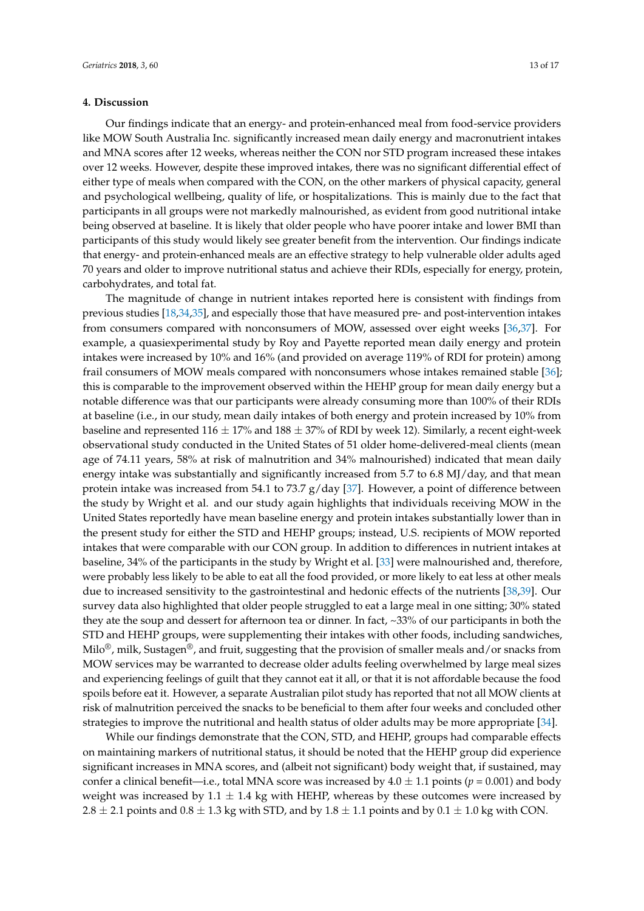## 4. Discussion

Our findings indicate that an energy- and protein-enhanced meal from food-service providers like MOW South Australia Inc. significantly increased mean daily energy and macronutrient intakes and MNA scores after 12 weeks, whereas neither the CON nor STD program increased these intakes over 12 weeks. However, despite these improved intakes, there was no significant differential effect of either type of meals when compared with the CON, on the other markers of physical capacity, general and psychological wellbeing, quality of life, or hospitalizations. This is mainly due to the fact that participants in all groups were not markedly malnourished, as evident from good nutritional intake being observed at baseline. It is likely that older people who have poorer intake and lower BMI than participants of this study would likely see greater benefit from the intervention. Our findings indicate that energy- and protein-enhanced meals are an effective strategy to help vulnerable older adults aged 70 years and older to improve nutritional status and achieve their RDIs, especially for energy, protein, carbohydrates, and total fat.

The magnitude of change in nutrient intakes reported here is consistent with findings from previous studies [18,34,35], and especially those that have measured pre- and post-intervention intakes from consumers compared with nonconsumers of MOW, assessed over eight weeks [36,37]. For example, a quasiexperimental study by Roy and Payette reported mean daily energy and protein intakes were increased by 10% and 16% (and provided on average 119% of RDI for protein) among frail consumers of MOW meals compared with nonconsumers whose intakes remained stable [36]; this is comparable to the improvement observed within the HEHP group for mean daily energy but a notable difference was that our participants were already consuming more than 100% of their RDIs at baseline (i.e., in our study, mean daily intakes of both energy and protein increased by 10% from baseline and represented $116 \pm 17\%$ and $188 \pm 37\%$ of RDI by week 12). Similarly, a recent eight-week observational study conducted in the United States of 51 older home-delivered-meal clients (mean age of 74.11 years, 58% at risk of malnutrition and 34% malnourished) indicated that mean daily energy intake was substantially and significantly increased from 5.7 to 6.8 MJ/day, and that mean protein intake was increased from 54.1 to 73.7 g/day [37]. However, a point of difference between the study by Wright et al. and our study again highlights that individuals receiving MOW in the United States reportedly have mean baseline energy and protein intakes substantially lower than in the present study for either the STD and HEHP groups; instead, U.S. recipients of MOW reported intakes that were comparable with our CON group. In addition to differences in nutrient intakes at baseline, 34% of the participants in the study by Wright et al. [33] were malnourished and, therefore, were probably less likely to be able to eat all the food provided, or more likely to eat less at other meals due to increased sensitivity to the gastrointestinal and hedonic effects of the nutrients [38,39]. Our survey data also highlighted that older people struggled to eat a large meal in one sitting; 30% stated they ate the soup and dessert for afternoon tea or dinner. In fact, ~33% of our participants in both the STD and HEHP groups, were supplementing their intakes with other foods, including sandwiches, Milo®, milk, Sustagen®, and fruit, suggesting that the provision of smaller meals and/or snacks from MOW services may be warranted to decrease older adults feeling overwhelmed by large meal sizes and experiencing feelings of guilt that they cannot eat it all, or that it is not affordable because the food spoils before eat it. However, a separate Australian pilot study has reported that not all MOW clients at risk of malnutrition perceived the snacks to be beneficial to them after four weeks and concluded other strategies to improve the nutritional and health status of older adults may be more appropriate [34].

While our findings demonstrate that the CON, STD, and HEHP, groups had comparable effects on maintaining markers of nutritional status, it should be noted that the HEHP group did experience significant increases in MNA scores, and (albeit not significant) body weight that, if sustained, may confer a clinical benefit—i.e., total MNA score was increased by $4.0 \pm 1.1$ points ($p = 0.001$) and body weight was increased by $1.1 \pm 1.4$ kg with HEHP, whereas by these outcomes were increased by $2.8 \pm 2.1$ points and $0.8 \pm 1.3$ kg with STD, and by $1.8 \pm 1.1$ points and by $0.1 \pm 1.0$ kg with CON.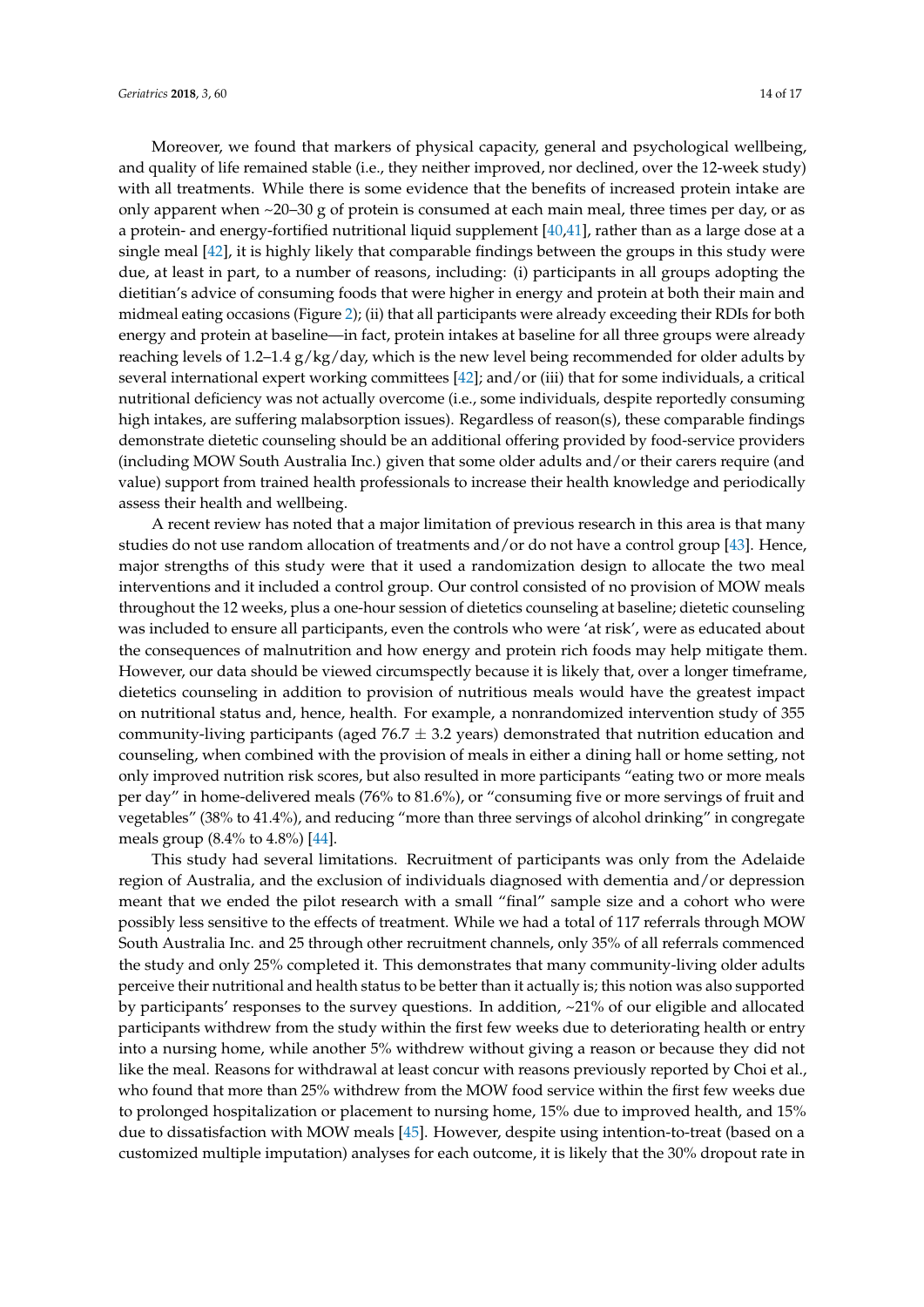Moreover, we found that markers of physical capacity, general and psychological wellbeing, and quality of life remained stable (i.e., they neither improved, nor declined, over the 12-week study) with all treatments. While there is some evidence that the benefits of increased protein intake are only apparent when ~20–30 g of protein is consumed at each main meal, three times per day, or as a protein- and energy-fortified nutritional liquid supplement [40,41], rather than as a large dose at a single meal [42], it is highly likely that comparable findings between the groups in this study were due, at least in part, to a number of reasons, including: (i) participants in all groups adopting the dietitian's advice of consuming foods that were higher in energy and protein at both their main and midmeal eating occasions (Figure 2); (ii) that all participants were already exceeding their RDIs for both energy and protein at baseline—in fact, protein intakes at baseline for all three groups were already reaching levels of 1.2–1.4 g/kg/day, which is the new level being recommended for older adults by several international expert working committees [42]; and/or (iii) that for some individuals, a critical nutritional deficiency was not actually overcome (i.e., some individuals, despite reportedly consuming high intakes, are suffering malabsorption issues). Regardless of reason(s), these comparable findings demonstrate dietetic counseling should be an additional offering provided by food-service providers (including MOW South Australia Inc.) given that some older adults and/or their carers require (and value) support from trained health professionals to increase their health knowledge and periodically assess their health and wellbeing.

A recent review has noted that a major limitation of previous research in this area is that many studies do not use random allocation of treatments and/or do not have a control group [43]. Hence, major strengths of this study were that it used a randomization design to allocate the two meal interventions and it included a control group. Our control consisted of no provision of MOW meals throughout the 12 weeks, plus a one-hour session of dietetics counseling at baseline; dietetic counseling was included to ensure all participants, even the controls who were 'at risk', were as educated about the consequences of malnutrition and how energy and protein rich foods may help mitigate them. However, our data should be viewed circumspectly because it is likely that, over a longer timeframe, dietetics counseling in addition to provision of nutritious meals would have the greatest impact on nutritional status and, hence, health. For example, a nonrandomized intervention study of 355 community-living participants (aged 76.7 $\pm$ 3.2 years) demonstrated that nutrition education and counseling, when combined with the provision of meals in either a dining hall or home setting, not only improved nutrition risk scores, but also resulted in more participants "eating two or more meals per day" in home-delivered meals (76% to 81.6%), or "consuming five or more servings of fruit and vegetables" (38% to 41.4%), and reducing "more than three servings of alcohol drinking" in congregate meals group (8.4% to 4.8%) [44].

This study had several limitations. Recruitment of participants was only from the Adelaide region of Australia, and the exclusion of individuals diagnosed with dementia and/or depression meant that we ended the pilot research with a small "final" sample size and a cohort who were possibly less sensitive to the effects of treatment. While we had a total of 117 referrals through MOW South Australia Inc. and 25 through other recruitment channels, only 35% of all referrals commenced the study and only 25% completed it. This demonstrates that many community-living older adults perceive their nutritional and health status to be better than it actually is; this notion was also supported by participants' responses to the survey questions. In addition, ~21% of our eligible and allocated participants withdrew from the study within the first few weeks due to deteriorating health or entry into a nursing home, while another 5% withdrew without giving a reason or because they did not like the meal. Reasons for withdrawal at least concur with reasons previously reported by Choi et al., who found that more than 25% withdrew from the MOW food service within the first few weeks due to prolonged hospitalization or placement to nursing home, 15% due to improved health, and 15% due to dissatisfaction with MOW meals [45]. However, despite using intention-to-treat (based on a customized multiple imputation) analyses for each outcome, it is likely that the 30% dropout rate in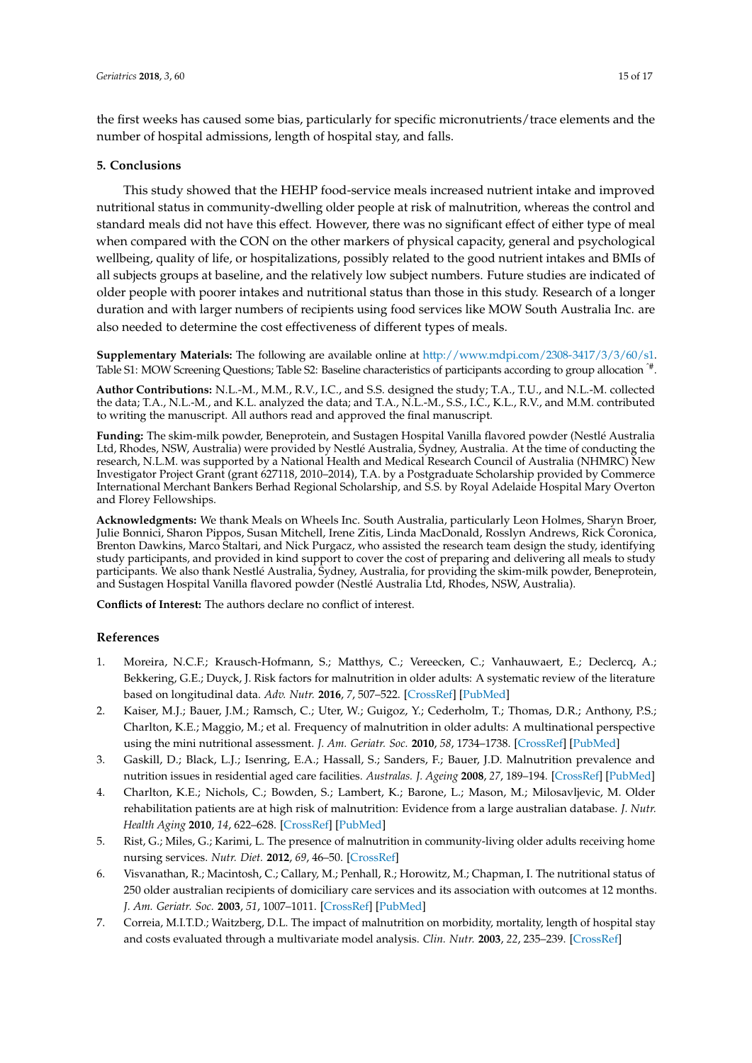the first weeks has caused some bias, particularly for specific micronutrients/trace elements and the number of hospital admissions, length of hospital stay, and falls.

## 5. Conclusions

This study showed that the HEHP food-service meals increased nutrient intake and improved nutritional status in community-dwelling older people at risk of malnutrition, whereas the control and standard meals did not have this effect. However, there was no significant effect of either type of meal when compared with the CON on the other markers of physical capacity, general and psychological wellbeing, quality of life, or hospitalizations, possibly related to the good nutrient intakes and BMIs of all subjects groups at baseline, and the relatively low subject numbers. Future studies are indicated of older people with poorer intakes and nutritional status than those in this study. Research of a longer duration and with larger numbers of recipients using food services like MOW South Australia Inc. are also needed to determine the cost effectiveness of different types of meals.

**Supplementary Materials:** The following are available online at http://www.mdpi.com/2308-3417/3/3/60/s1. Table S1: MOW Screening Questions; Table S2: Baseline characteristics of participants according to group allocation ^#.

**Author Contributions:** N.L.-M., M.M., R.V., I.C., and S.S. designed the study; T.A., T.U., and N.L.-M. collected the data; T.A., N.L.-M., and K.L. analyzed the data; and T.A., N.L.-M., S.S., I.C., K.L., R.V., and M.M. contributed to writing the manuscript. All authors read and approved the final manuscript.

**Funding:** The skim-milk powder, Beneprotein, and Sustagen Hospital Vanilla flavored powder (Nestlé Australia Ltd, Rhodes, NSW, Australia) were provided by Nestlé Australia, Sydney, Australia. At the time of conducting the research, N.L.M. was supported by a National Health and Medical Research Council of Australia (NHMRC) New Investigator Project Grant (grant 627118, 2010–2014), T.A. by a Postgraduate Scholarship provided by Commerce International Merchant Bankers Berhad Regional Scholarship, and S.S. by Royal Adelaide Hospital Mary Overton and Florey Fellowships.

**Acknowledgments:** We thank Meals on Wheels Inc. South Australia, particularly Leon Holmes, Sharyn Broer, Julie Bonnici, Sharon Pippos, Susan Mitchell, Irene Zitis, Linda MacDonald, Rosslyn Andrews, Rick Coronica, Brenton Dawkins, Marco Staltari, and Nick Purgacz, who assisted the research team design the study, identifying study participants, and provided in kind support to cover the cost of preparing and delivering all meals to study participants. We also thank Nestlé Australia, Sydney, Australia, for providing the skim-milk powder, Beneprotein, and Sustagen Hospital Vanilla flavored powder (Nestlé Australia Ltd, Rhodes, NSW, Australia).

**Conflicts of Interest:** The authors declare no conflict of interest.

## References

1. Moreira, N.C.F.; Krausch-Hofmann, S.; Matthys, C.; Vereecken, C.; Vanhauwaert, E.; Declercq, A.; Bekkering, G.E.; Duyck, J. Risk factors for malnutrition in older adults: A systematic review of the literature based on longitudinal data. *Adv. Nutr.* **2016**, *7*, 507–522. [CrossRef] [PubMed]
2. Kaiser, M.J.; Bauer, J.M.; Ramsch, C.; Uter, W.; Guigoz, Y.; Cederholm, T.; Thomas, D.R.; Anthony, P.S.; Charlton, K.E.; Maggio, M.; et al. Frequency of malnutrition in older adults: A multinational perspective using the mini nutritional assessment. *J. Am. Geriatr. Soc.* **2010**, *58*, 1734–1738. [CrossRef] [PubMed]
3. Gaskill, D.; Black, L.J.; Isenring, E.A.; Hassall, S.; Sanders, F.; Bauer, J.D. Malnutrition prevalence and nutrition issues in residential aged care facilities. *Australas. J. Ageing* **2008**, *27*, 189–194. [CrossRef] [PubMed]
4. Charlton, K.E.; Nichols, C.; Bowden, S.; Lambert, K.; Barone, L.; Mason, M.; Milosavljevic, M. Older rehabilitation patients are at high risk of malnutrition: Evidence from a large australian database. *J. Nutr. Health Aging* **2010**, *14*, 622–628. [CrossRef] [PubMed]
5. Rist, G.; Miles, G.; Karimi, L. The presence of malnutrition in community-living older adults receiving home nursing services. *Nutr. Diet.* **2012**, *69*, 46–50. [CrossRef]
6. Visvanathan, R.; Macintosh, C.; Callary, M.; Penhall, R.; Horowitz, M.; Chapman, I. The nutritional status of 250 older australian recipients of domiciliary care services and its association with outcomes at 12 months. *J. Am. Geriatr. Soc.* **2003**, *51*, 1007–1011. [CrossRef] [PubMed]
7. Correia, M.I.T.D.; Waitzberg, D.L. The impact of malnutrition on morbidity, mortality, length of hospital stay and costs evaluated through a multivariate model analysis. *Clin. Nutr.* **2003**, *22*, 235–239. [CrossRef]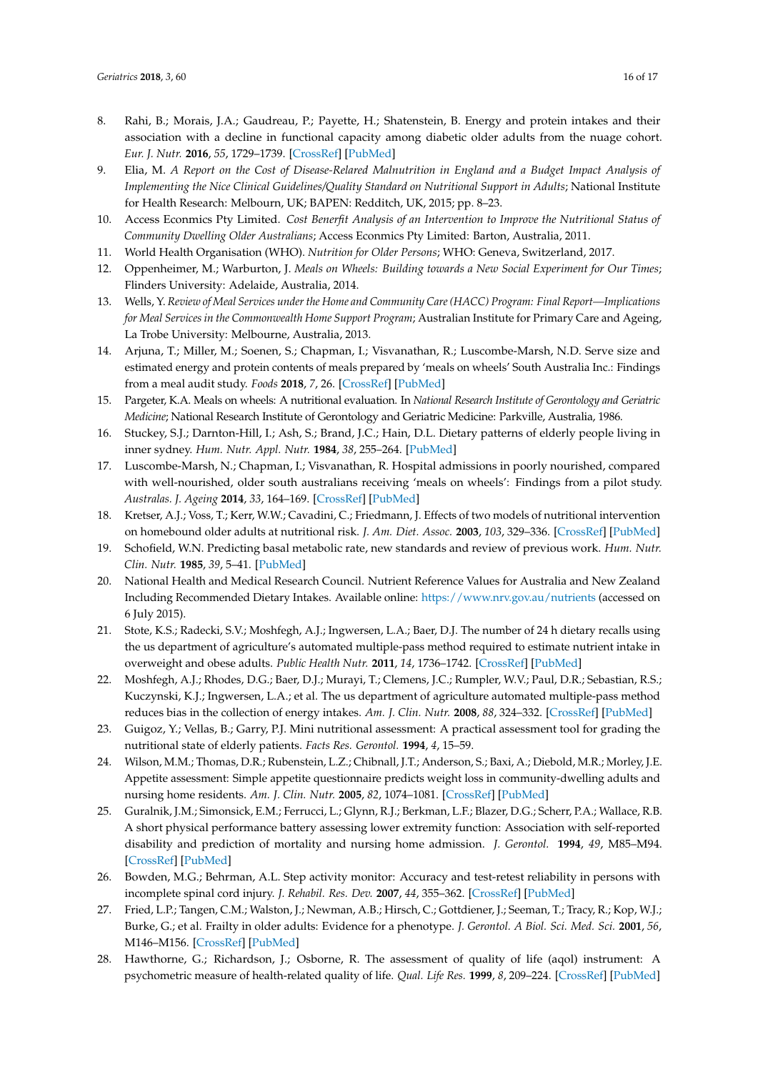8. Rahi, B.; Morais, J.A.; Gaudreau, P.; Payette, H.; Shatenstein, B. Energy and protein intakes and their association with a decline in functional capacity among diabetic older adults from the nuage cohort. *Eur. J. Nutr.* **2016**, *55*, 1729–1739. [CrossRef] [PubMed]
9. Elia, M. *A Report on the Cost of Disease-Relared Malnutrition in England and a Budget Impact Analysis of Implementing the Nice Clinical Guidelines/Quality Standard on Nutritional Support in Adults*; National Institute for Health Research: Melbourn, UK; BAPEN: Redditch, UK, 2015; pp. 8–23.
10. Access Econmics Pty Limited. *Cost Benerfit Analysis of an Intervention to Improve the Nutritional Status of Community Dwelling Older Australians*; Access Econmics Pty Limited: Barton, Australia, 2011.
11. World Health Organisation (WHO). *Nutrition for Older Persons*; WHO: Geneva, Switzerland, 2017.
12. Oppenheimer, M.; Warburton, J. *Meals on Wheels: Building towards a New Social Experiment for Our Times*; Flinders University: Adelaide, Australia, 2014.
13. Wells, Y. *Review of Meal Services under the Home and Community Care (HACC) Program: Final Report—Implications for Meal Services in the Commonwealth Home Support Program*; Australian Institute for Primary Care and Ageing, La Trobe University: Melbourne, Australia, 2013.
14. Arjuna, T.; Miller, M.; Soenen, S.; Chapman, I.; Visvanathan, R.; Luscombe-Marsh, N.D. Serve size and estimated energy and protein contents of meals prepared by 'meals on wheels' South Australia Inc.: Findings from a meal audit study. *Foods* **2018**, *7*, 26. [CrossRef] [PubMed]
15. Pargeter, K.A. Meals on wheels: A nutritional evaluation. In *National Research Institute of Gerontology and Geriatric Medicine*; National Research Institute of Gerontology and Geriatric Medicine: Parkville, Australia, 1986.
16. Stuckey, S.J.; Darnton-Hill, I.; Ash, S.; Brand, J.C.; Hain, D.L. Dietary patterns of elderly people living in inner sydney. *Hum. Nutr. Appl. Nutr.* **1984**, *38*, 255–264. [PubMed]
17. Luscombe-Marsh, N.; Chapman, I.; Visvanathan, R. Hospital admissions in poorly nourished, compared with well-nourished, older south australians receiving 'meals on wheels': Findings from a pilot study. *Australas. J. Ageing* **2014**, *33*, 164–169. [CrossRef] [PubMed]
18. Kretser, A.J.; Voss, T.; Kerr, W.W.; Cavadini, C.; Friedmann, J. Effects of two models of nutritional intervention on homebound older adults at nutritional risk. *J. Am. Diet. Assoc.* **2003**, *103*, 329–336. [CrossRef] [PubMed]
19. Schofield, W.N. Predicting basal metabolic rate, new standards and review of previous work. *Hum. Nutr. Clin. Nutr.* **1985**, *39*, 5–41. [PubMed]
20. National Health and Medical Research Council. Nutrient Reference Values for Australia and New Zealand Including Recommended Dietary Intakes. Available online: https://www.nrv.gov.au/nutrients (accessed on 6 July 2015).
21. Stote, K.S.; Radecki, S.V.; Moshfegh, A.J.; Ingwersen, L.A.; Baer, D.J. The number of 24 h dietary recalls using the us department of agriculture's automated multiple-pass method required to estimate nutrient intake in overweight and obese adults. *Public Health Nutr.* **2011**, *14*, 1736–1742. [CrossRef] [PubMed]
22. Moshfegh, A.J.; Rhodes, D.G.; Baer, D.J.; Murayi, T.; Clemens, J.C.; Rumpler, W.V.; Paul, D.R.; Sebastian, R.S.; Kuczynski, K.J.; Ingwersen, L.A.; et al. The us department of agriculture automated multiple-pass method reduces bias in the collection of energy intakes. *Am. J. Clin. Nutr.* **2008**, *88*, 324–332. [CrossRef] [PubMed]
23. Guigoz, Y.; Vellas, B.; Garry, P.J. Mini nutritional assessment: A practical assessment tool for grading the nutritional state of elderly patients. *Facts Res. Gerontol.* **1994**, *4*, 15–59.
24. Wilson, M.M.; Thomas, D.R.; Rubenstein, L.Z.; Chibnall, J.T.; Anderson, S.; Baxi, A.; Diebold, M.R.; Morley, J.E. Appetite assessment: Simple appetite questionnaire predicts weight loss in community-dwelling adults and nursing home residents. *Am. J. Clin. Nutr.* **2005**, *82*, 1074–1081. [CrossRef] [PubMed]
25. Guralnik, J.M.; Simonsick, E.M.; Ferrucci, L.; Glynn, R.J.; Berkman, L.F.; Blazer, D.G.; Scherr, P.A.; Wallace, R.B. A short physical performance battery assessing lower extremity function: Association with self-reported disability and prediction of mortality and nursing home admission. *J. Gerontol.* **1994**, *49*, M85–M94. [CrossRef] [PubMed]
26. Bowden, M.G.; Behrman, A.L. Step activity monitor: Accuracy and test-retest reliability in persons with incomplete spinal cord injury. *J. Rehabil. Res. Dev.* **2007**, *44*, 355–362. [CrossRef] [PubMed]
27. Fried, L.P.; Tangen, C.M.; Walston, J.; Newman, A.B.; Hirsch, C.; Gottdiener, J.; Seeman, T.; Tracy, R.; Kop, W.J.; Burke, G.; et al. Frailty in older adults: Evidence for a phenotype. *J. Gerontol. A Biol. Sci. Med. Sci.* **2001**, *56*, M146–M156. [CrossRef] [PubMed]
28. Hawthorne, G.; Richardson, J.; Osborne, R. The assessment of quality of life (aqol) instrument: A psychometric measure of health-related quality of life. *Qual. Life Res.* **1999**, *8*, 209–224. [CrossRef] [PubMed]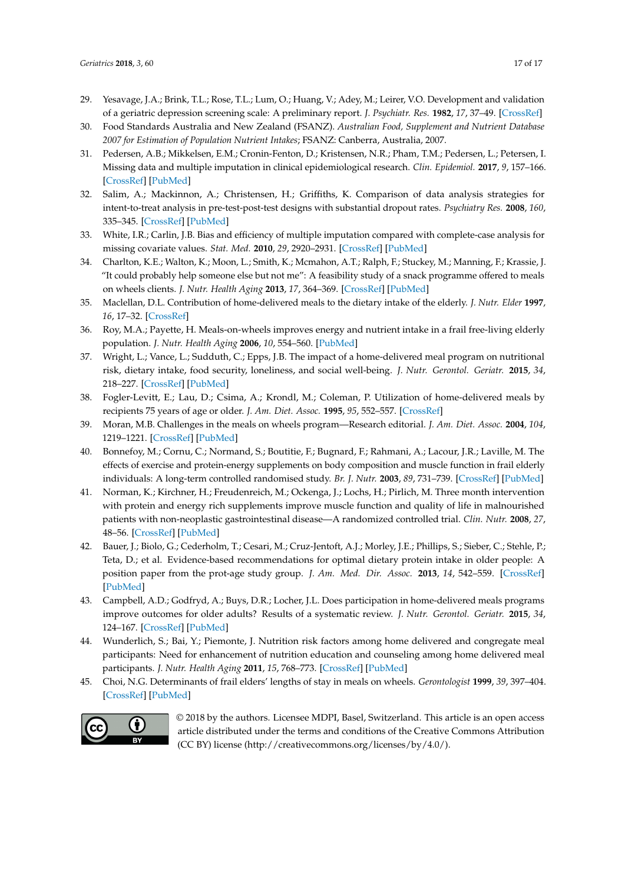29. Yesavage, J.A.; Brink, T.L.; Rose, T.L.; Lum, O.; Huang, V.; Adey, M.; Leirer, V.O. Development and validation of a geriatric depression screening scale: A preliminary report. *J. Psychiatr. Res.* **1982**, *17*, 37–49. [CrossRef]
30. Food Standards Australia and New Zealand (FSANZ). *Australian Food, Supplement and Nutrient Database 2007 for Estimation of Population Nutrient Intakes*; FSANZ: Canberra, Australia, 2007.
31. Pedersen, A.B.; Mikkelsen, E.M.; Cronin-Fenton, D.; Kristensen, N.R.; Pham, T.M.; Pedersen, L.; Petersen, I. Missing data and multiple imputation in clinical epidemiological research. *Clin. Epidemiol.* **2017**, *9*, 157–166. [CrossRef] [PubMed]
32. Salim, A.; Mackinnon, A.; Christensen, H.; Griffiths, K. Comparison of data analysis strategies for intent-to-treat analysis in pre-test-post-test designs with substantial dropout rates. *Psychiatry Res.* **2008**, *160*, 335–345. [CrossRef] [PubMed]
33. White, I.R.; Carlin, J.B. Bias and efficiency of multiple imputation compared with complete-case analysis for missing covariate values. *Stat. Med.* **2010**, *29*, 2920–2931. [CrossRef] [PubMed]
34. Charlton, K.E.; Walton, K.; Moon, L.; Smith, K.; Mcmahon, A.T.; Ralph, F.; Stuckey, M.; Manning, F.; Krassie, J. "It could probably help someone else but not me": A feasibility study of a snack programme offered to meals on wheels clients. *J. Nutr. Health Aging* **2013**, *17*, 364–369. [CrossRef] [PubMed]
35. Maclellan, D.L. Contribution of home-delivered meals to the dietary intake of the elderly. *J. Nutr. Elder* **1997**, *16*, 17–32. [CrossRef]
36. Roy, M.A.; Payette, H. Meals-on-wheels improves energy and nutrient intake in a frail free-living elderly population. *J. Nutr. Health Aging* **2006**, *10*, 554–560. [PubMed]
37. Wright, L.; Vance, L.; Sudduth, C.; Epps, J.B. The impact of a home-delivered meal program on nutritional risk, dietary intake, food security, loneliness, and social well-being. *J. Nutr. Gerontol. Geriatr.* **2015**, *34*, 218–227. [CrossRef] [PubMed]
38. Fogler-Levitt, E.; Lau, D.; Csima, A.; Krondl, M.; Coleman, P. Utilization of home-delivered meals by recipients 75 years of age or older. *J. Am. Diet. Assoc.* **1995**, *95*, 552–557. [CrossRef]
39. Moran, M.B. Challenges in the meals on wheels program—Research editorial. *J. Am. Diet. Assoc.* **2004**, *104*, 1219–1221. [CrossRef] [PubMed]
40. Bonnefoy, M.; Cornu, C.; Normand, S.; Boutitie, F.; Bugnard, F.; Rahmani, A.; Lacour, J.R.; Laville, M. The effects of exercise and protein-energy supplements on body composition and muscle function in frail elderly individuals: A long-term controlled randomised study. *Br. J. Nutr.* **2003**, *89*, 731–739. [CrossRef] [PubMed]
41. Norman, K.; Kirchner, H.; Freudenreich, M.; Ockenga, J.; Lochs, H.; Pirlich, M. Three month intervention with protein and energy rich supplements improve muscle function and quality of life in malnourished patients with non-neoplastic gastrointestinal disease—A randomized controlled trial. *Clin. Nutr.* **2008**, *27*, 48–56. [CrossRef] [PubMed]
42. Bauer, J.; Biolo, G.; Cederholm, T.; Cesari, M.; Cruz-Jentoft, A.J.; Morley, J.E.; Phillips, S.; Sieber, C.; Stehle, P.; Teta, D.; et al. Evidence-based recommendations for optimal dietary protein intake in older people: A position paper from the prot-age study group. *J. Am. Med. Dir. Assoc.* **2013**, *14*, 542–559. [CrossRef] [PubMed]
43. Campbell, A.D.; Godfryd, A.; Buys, D.R.; Locher, J.L. Does participation in home-delivered meals programs improve outcomes for older adults? Results of a systematic review. *J. Nutr. Gerontol. Geriatr.* **2015**, *34*, 124–167. [CrossRef] [PubMed]
44. Wunderlich, S.; Bai, Y.; Piemonte, J. Nutrition risk factors among home delivered and congregate meal participants: Need for enhancement of nutrition education and counseling among home delivered meal participants. *J. Nutr. Health Aging* **2011**, *15*, 768–773. [CrossRef] [PubMed]
45. Choi, N.G. Determinants of frail elders' lengths of stay in meals on wheels. *Gerontologist* **1999**, *39*, 397–404. [CrossRef] [PubMed]

© 2018 by the authors. Licensee MDPI, Basel, Switzerland. This article is an open access article distributed under the terms and conditions of the Creative Commons Attribution (CC BY) license (http://creativecommons.org/licenses/by/4.0/).